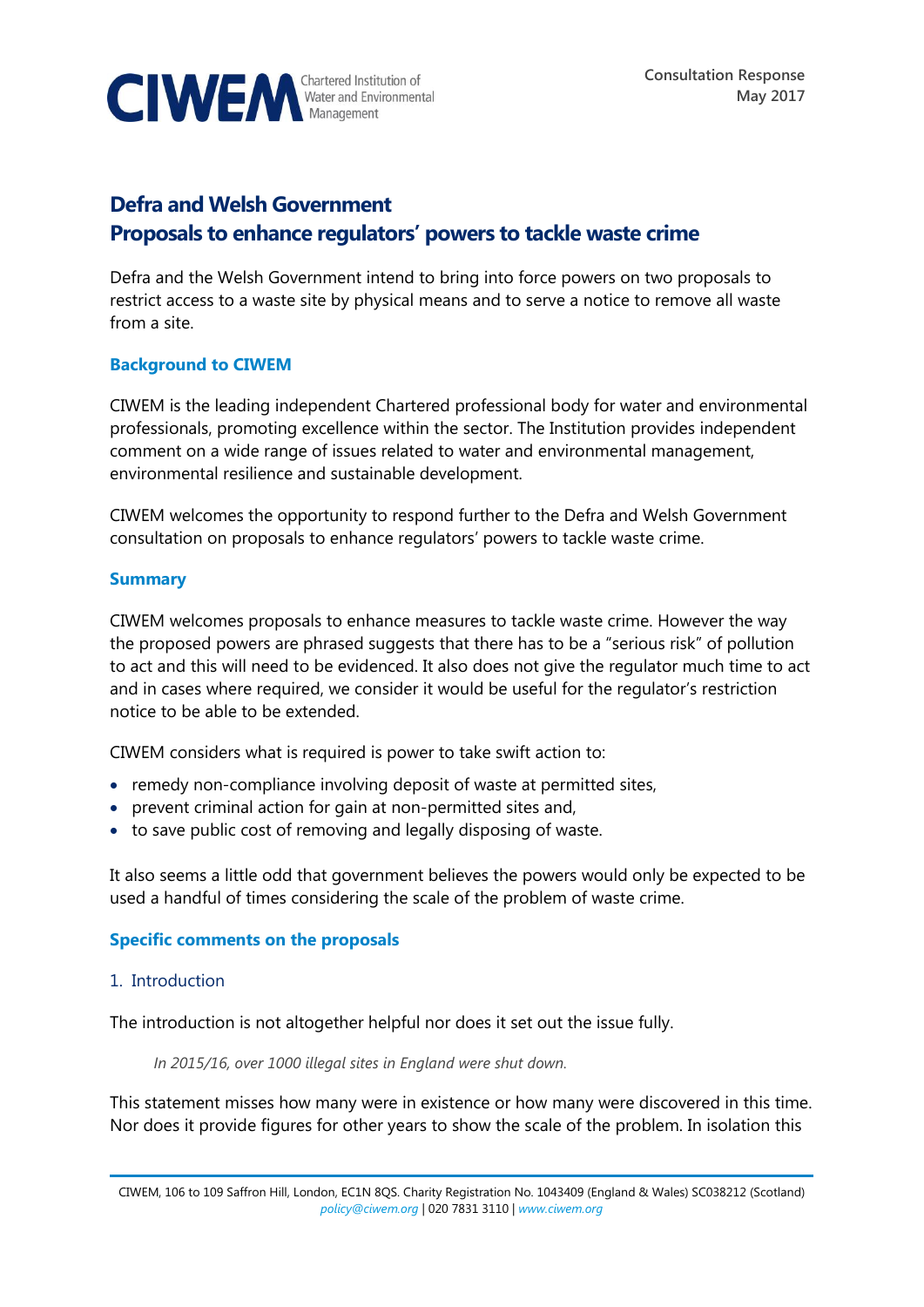CIWEM Chartered Institution of Water and Environmental Management

Consultation Response
May 2017

# Defra and Welsh Government
# Proposals to enhance regulators' powers to tackle waste crime

Defra and the Welsh Government intend to bring into force powers on two proposals to restrict access to a waste site by physical means and to serve a notice to remove all waste from a site.

### Background to CIWEM

CIWEM is the leading independent Chartered professional body for water and environmental professionals, promoting excellence within the sector. The Institution provides independent comment on a wide range of issues related to water and environmental management, environmental resilience and sustainable development.

CIWEM welcomes the opportunity to respond further to the Defra and Welsh Government consultation on proposals to enhance regulators' powers to tackle waste crime.

### Summary

CIWEM welcomes proposals to enhance measures to tackle waste crime. However the way the proposed powers are phrased suggests that there has to be a "serious risk" of pollution to act and this will need to be evidenced. It also does not give the regulator much time to act and in cases where required, we consider it would be useful for the regulator's restriction notice to be able to be extended.

CIWEM considers what is required is power to take swift action to:

- remedy non-compliance involving deposit of waste at permitted sites,
- prevent criminal action for gain at non-permitted sites and,
- to save public cost of removing and legally disposing of waste.

It also seems a little odd that government believes the powers would only be expected to be used a handful of times considering the scale of the problem of waste crime.

### Specific comments on the proposals

1. Introduction

The introduction is not altogether helpful nor does it set out the issue fully.

> *In 2015/16, over 1000 illegal sites in England were shut down.*

This statement misses how many were in existence or how many were discovered in this time. Nor does it provide figures for other years to show the scale of the problem. In isolation this

CIWEM, 106 to 109 Saffron Hill, London, EC1N 8QS. Charity Registration No. 1043409 (England & Wales) SC038212 (Scotland)
*policy@ciwem.org* | 020 7831 3110 | *www.ciwem.org*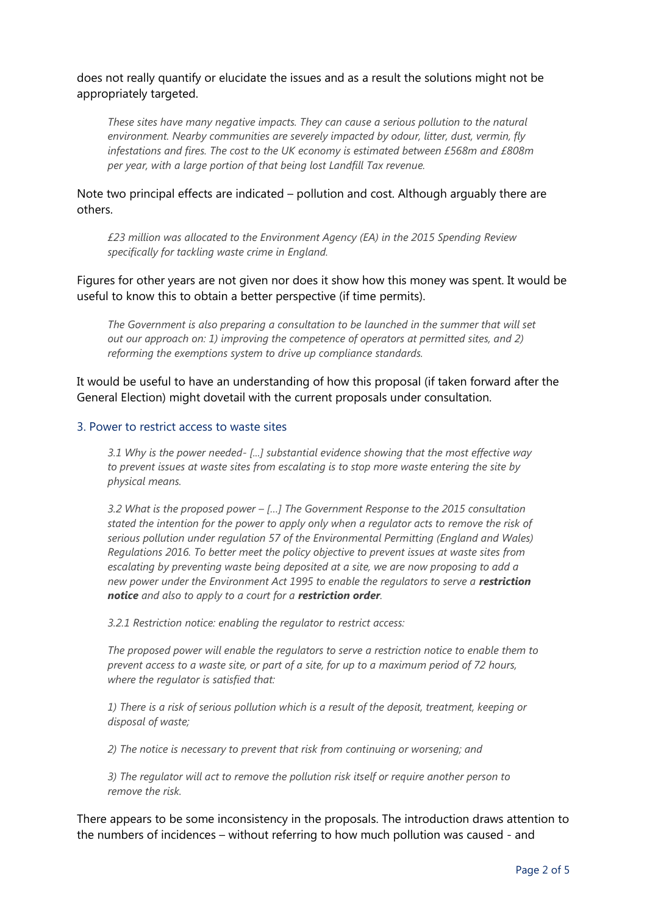does not really quantify or elucidate the issues and as a result the solutions might not be appropriately targeted.

> *These sites have many negative impacts. They can cause a serious pollution to the natural environment. Nearby communities are severely impacted by odour, litter, dust, vermin, fly infestations and fires. The cost to the UK economy is estimated between £568m and £808m per year, with a large portion of that being lost Landfill Tax revenue.*

Note two principal effects are indicated – pollution and cost. Although arguably there are others.

> *£23 million was allocated to the Environment Agency (EA) in the 2015 Spending Review specifically for tackling waste crime in England.*

Figures for other years are not given nor does it show how this money was spent. It would be useful to know this to obtain a better perspective (if time permits).

> *The Government is also preparing a consultation to be launched in the summer that will set out our approach on: 1) improving the competence of operators at permitted sites, and 2) reforming the exemptions system to drive up compliance standards.*

It would be useful to have an understanding of how this proposal (if taken forward after the General Election) might dovetail with the current proposals under consultation.

### 3. Power to restrict access to waste sites

> *3.1 Why is the power needed- [...] substantial evidence showing that the most effective way to prevent issues at waste sites from escalating is to stop more waste entering the site by physical means.*
>
> *3.2 What is the proposed power – [...] The Government Response to the 2015 consultation stated the intention for the power to apply only when a regulator acts to remove the risk of serious pollution under regulation 57 of the Environmental Permitting (England and Wales) Regulations 2016. To better meet the policy objective to prevent issues at waste sites from escalating by preventing waste being deposited at a site, we are now proposing to add a new power under the Environment Act 1995 to enable the regulators to serve a **restriction notice** and also to apply to a court for a **restriction order**.*
>
> *3.2.1 Restriction notice: enabling the regulator to restrict access:*
>
> *The proposed power will enable the regulators to serve a restriction notice to enable them to prevent access to a waste site, or part of a site, for up to a maximum period of 72 hours, where the regulator is satisfied that:*
>
> *1) There is a risk of serious pollution which is a result of the deposit, treatment, keeping or disposal of waste;*
>
> *2) The notice is necessary to prevent that risk from continuing or worsening; and*
>
> *3) The regulator will act to remove the pollution risk itself or require another person to remove the risk.*

There appears to be some inconsistency in the proposals. The introduction draws attention to the numbers of incidences – without referring to how much pollution was caused - and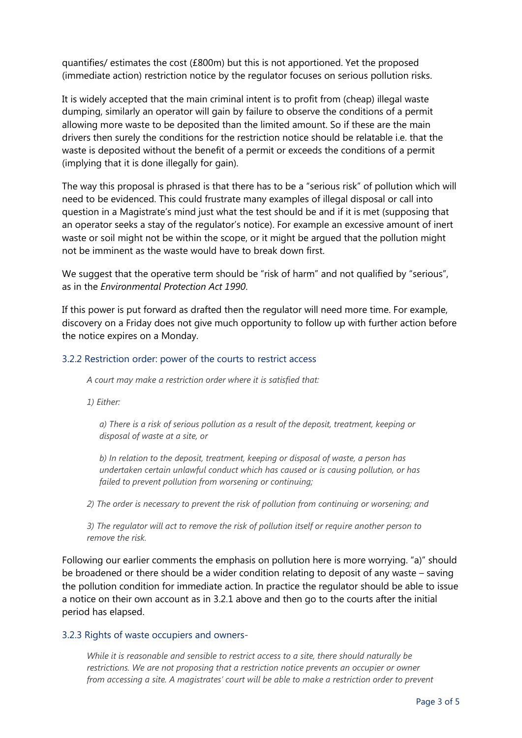quantifies/ estimates the cost (£800m) but this is not apportioned. Yet the proposed (immediate action) restriction notice by the regulator focuses on serious pollution risks.

It is widely accepted that the main criminal intent is to profit from (cheap) illegal waste dumping, similarly an operator will gain by failure to observe the conditions of a permit allowing more waste to be deposited than the limited amount. So if these are the main drivers then surely the conditions for the restriction notice should be relatable i.e. that the waste is deposited without the benefit of a permit or exceeds the conditions of a permit (implying that it is done illegally for gain).

The way this proposal is phrased is that there has to be a "serious risk" of pollution which will need to be evidenced. This could frustrate many examples of illegal disposal or call into question in a Magistrate's mind just what the test should be and if it is met (supposing that an operator seeks a stay of the regulator's notice). For example an excessive amount of inert waste or soil might not be within the scope, or it might be argued that the pollution might not be imminent as the waste would have to break down first.

We suggest that the operative term should be "risk of harm" and not qualified by "serious", as in the *Environmental Protection Act 1990*.

If this power is put forward as drafted then the regulator will need more time. For example, discovery on a Friday does not give much opportunity to follow up with further action before the notice expires on a Monday.

### 3.2.2 Restriction order: power of the courts to restrict access

*A court may make a restriction order where it is satisfied that:*

*1) Either:*

*a) There is a risk of serious pollution as a result of the deposit, treatment, keeping or disposal of waste at a site, or*

*b) In relation to the deposit, treatment, keeping or disposal of waste, a person has undertaken certain unlawful conduct which has caused or is causing pollution, or has failed to prevent pollution from worsening or continuing;*

*2) The order is necessary to prevent the risk of pollution from continuing or worsening; and*

*3) The regulator will act to remove the risk of pollution itself or require another person to remove the risk.*

Following our earlier comments the emphasis on pollution here is more worrying. "a)" should be broadened or there should be a wider condition relating to deposit of any waste – saving the pollution condition for immediate action. In practice the regulator should be able to issue a notice on their own account as in 3.2.1 above and then go to the courts after the initial period has elapsed.

### 3.2.3 Rights of waste occupiers and owners-

*While it is reasonable and sensible to restrict access to a site, there should naturally be restrictions. We are not proposing that a restriction notice prevents an occupier or owner from accessing a site. A magistrates' court will be able to make a restriction order to prevent*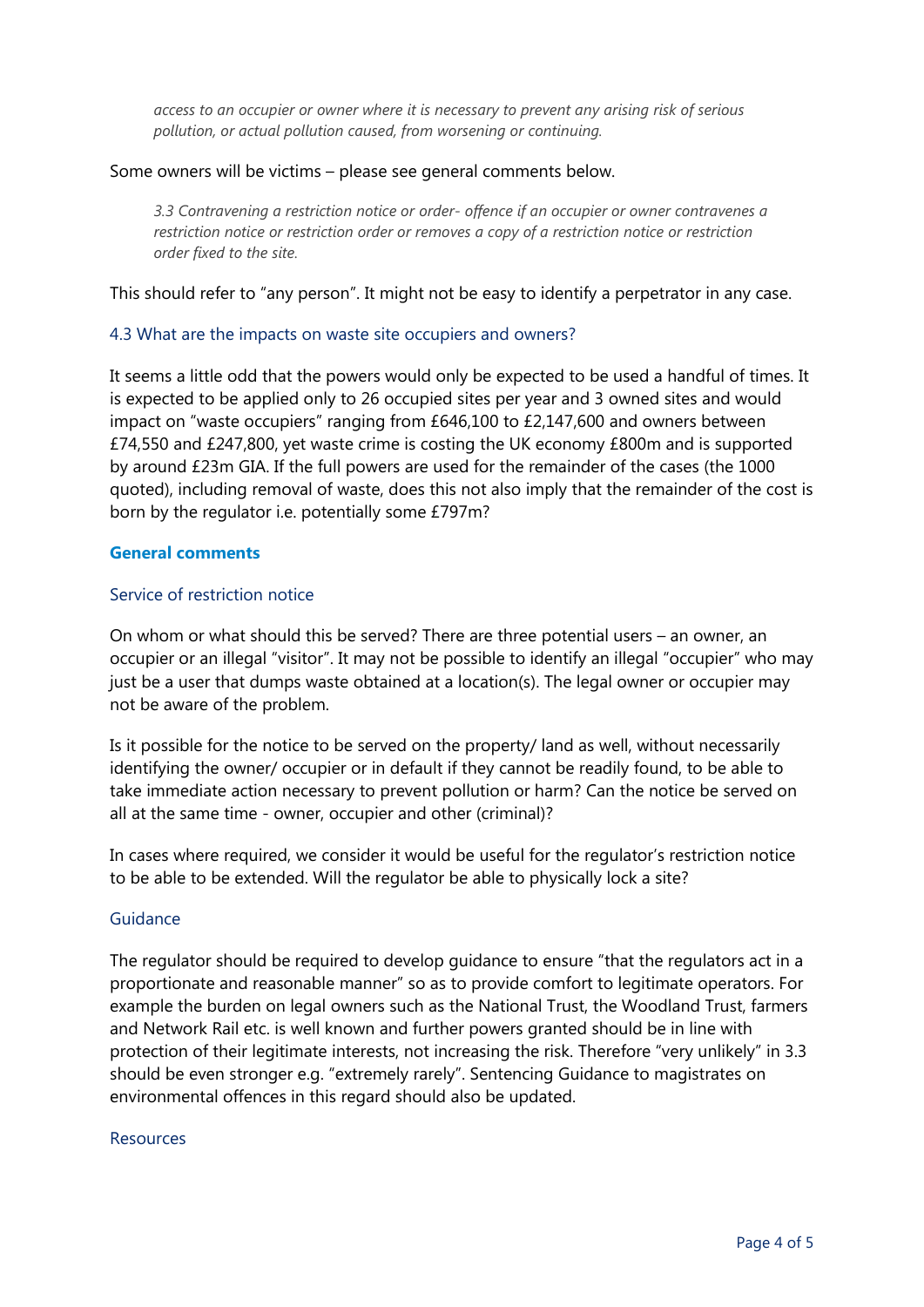> *access to an occupier or owner where it is necessary to prevent any arising risk of serious pollution, or actual pollution caused, from worsening or continuing.*

Some owners will be victims – please see general comments below.

> *3.3 Contravening a restriction notice or order- offence if an occupier or owner contravenes a restriction notice or restriction order or removes a copy of a restriction notice or restriction order fixed to the site.*

This should refer to "any person". It might not be easy to identify a perpetrator in any case.

### 4.3 What are the impacts on waste site occupiers and owners?

It seems a little odd that the powers would only be expected to be used a handful of times. It is expected to be applied only to 26 occupied sites per year and 3 owned sites and would impact on "waste occupiers" ranging from £646,100 to £2,147,600 and owners between £74,550 and £247,800, yet waste crime is costing the UK economy £800m and is supported by around £23m GIA. If the full powers are used for the remainder of the cases (the 1000 quoted), including removal of waste, does this not also imply that the remainder of the cost is born by the regulator i.e. potentially some £797m?

## General comments

### Service of restriction notice

On whom or what should this be served? There are three potential users – an owner, an occupier or an illegal "visitor". It may not be possible to identify an illegal "occupier" who may just be a user that dumps waste obtained at a location(s). The legal owner or occupier may not be aware of the problem.

Is it possible for the notice to be served on the property/ land as well, without necessarily identifying the owner/ occupier or in default if they cannot be readily found, to be able to take immediate action necessary to prevent pollution or harm? Can the notice be served on all at the same time - owner, occupier and other (criminal)?

In cases where required, we consider it would be useful for the regulator's restriction notice to be able to be extended. Will the regulator be able to physically lock a site?

### Guidance

The regulator should be required to develop guidance to ensure "that the regulators act in a proportionate and reasonable manner" so as to provide comfort to legitimate operators. For example the burden on legal owners such as the National Trust, the Woodland Trust, farmers and Network Rail etc. is well known and further powers granted should be in line with protection of their legitimate interests, not increasing the risk. Therefore "very unlikely" in 3.3 should be even stronger e.g. "extremely rarely". Sentencing Guidance to magistrates on environmental offences in this regard should also be updated.

### Resources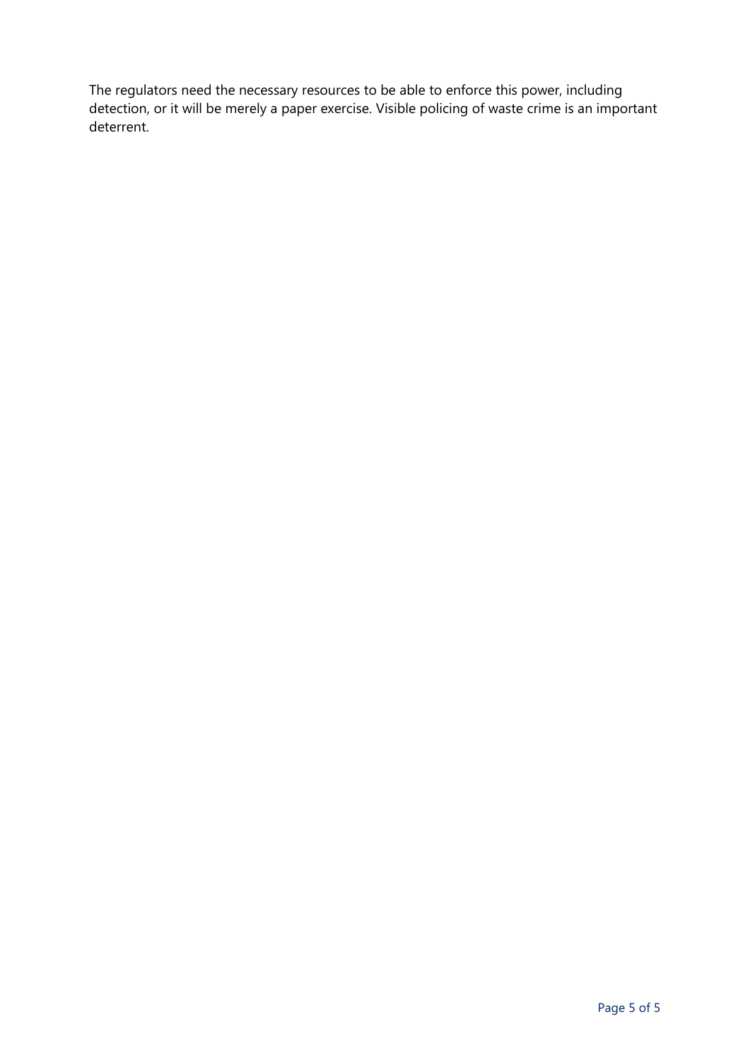The regulators need the necessary resources to be able to enforce this power, including detection, or it will be merely a paper exercise. Visible policing of waste crime is an important deterrent.